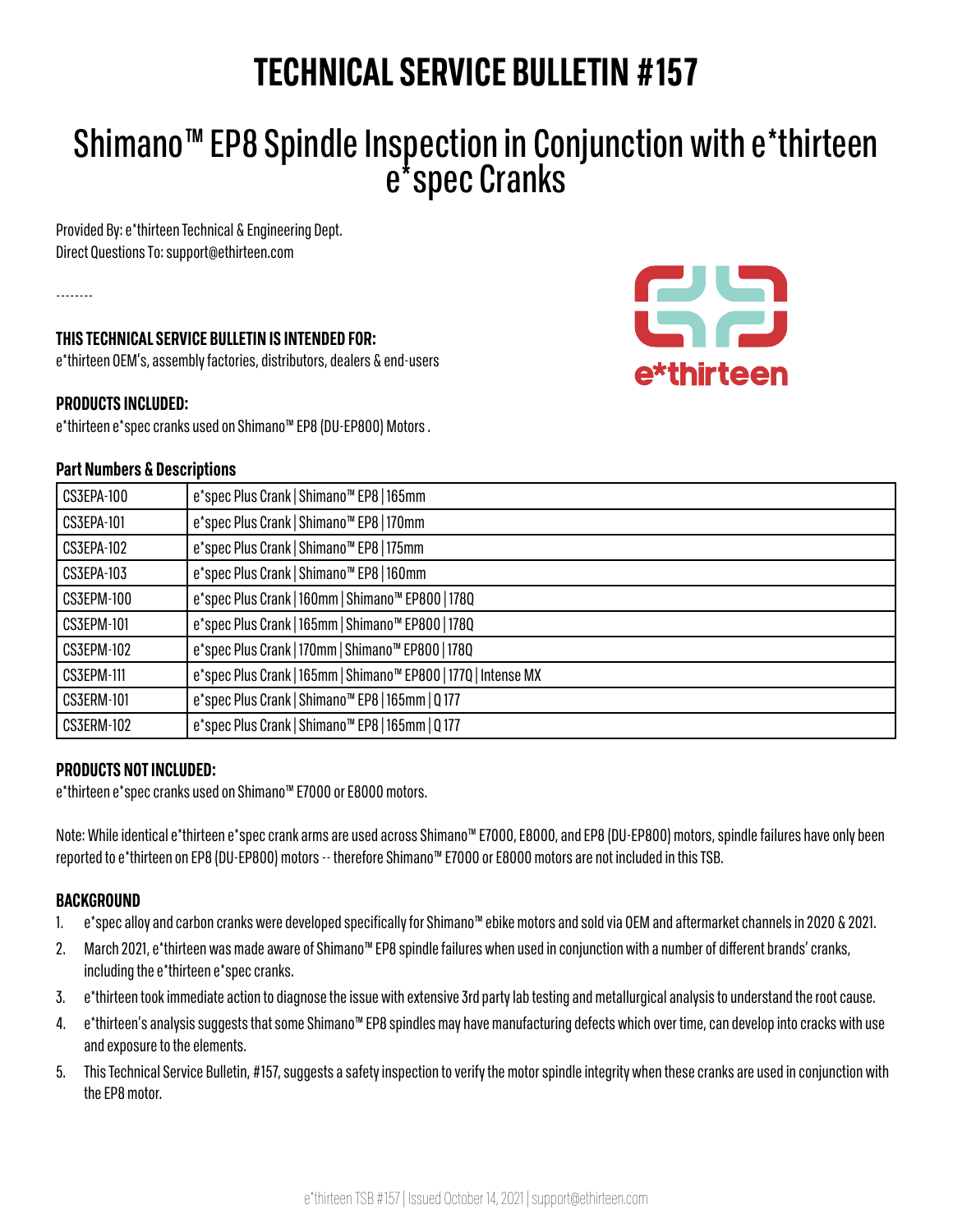# TECHNICAL SERVICE BULLETIN #157

## Shimano™ EP8 Spindle Inspection in Conjunction with e*thirteen e*spec Cranks

Provided By: e*thirteen Technical & Engineering Dept.
Direct Questions To: support@ethirteen.com

--------

**THIS TECHNICAL SERVICE BULLETIN IS INTENDED FOR:**
e*thirteen OEM's, assembly factories, distributors, dealers & end-users

**PRODUCTS INCLUDED:**
e*thirteen e*spec cranks used on Shimano™ EP8 (DU-EP800) Motors .

**Part Numbers & Descriptions**

| | |
|---|---|
| CS3EPA-100 | e*spec Plus Crank \| Shimano™ EP8 \| 165mm |
| CS3EPA-101 | e*spec Plus Crank \| Shimano™ EP8 \| 170mm |
| CS3EPA-102 | e*spec Plus Crank \| Shimano™ EP8 \| 175mm |
| CS3EPA-103 | e*spec Plus Crank \| Shimano™ EP8 \| 160mm |
| CS3EPM-100 | e*spec Plus Crank \| 160mm \| Shimano™ EP800 \| 178Q |
| CS3EPM-101 | e*spec Plus Crank \| 165mm \| Shimano™ EP800 \| 178Q |
| CS3EPM-102 | e*spec Plus Crank \| 170mm \| Shimano™ EP800 \| 178Q |
| CS3EPM-111 | e*spec Plus Crank \| 165mm \| Shimano™ EP800 \| 177Q \| Intense MX |
| CS3ERM-101 | e*spec Plus Crank \| Shimano™ EP8 \| 165mm \| Q 177 |
| CS3ERM-102 | e*spec Plus Crank \| Shimano™ EP8 \| 165mm \| Q 177 |

**PRODUCTS NOT INCLUDED:**
e*thirteen e*spec cranks used on Shimano™ E7000 or E8000 motors.

Note: While identical e*thirteen e*spec crank arms are used across Shimano™ E7000, E8000, and EP8 (DU-EP800) motors, spindle failures have only been reported to e*thirteen on EP8 (DU-EP800) motors -- therefore Shimano™ E7000 or E8000 motors are not included in this TSB.

**BACKGROUND**

1. e*spec alloy and carbon cranks were developed specifically for Shimano™ ebike motors and sold via OEM and aftermarket channels in 2020 & 2021.
2. March 2021, e*thirteen was made aware of Shimano™ EP8 spindle failures when used in conjunction with a number of different brands' cranks, including the e*thirteen e*spec cranks.
3. e*thirteen took immediate action to diagnose the issue with extensive 3rd party lab testing and metallurgical analysis to understand the root cause.
4. e*thirteen's analysis suggests that some Shimano™ EP8 spindles may have manufacturing defects which over time, can develop into cracks with use and exposure to the elements.
5. This Technical Service Bulletin, #157, suggests a safety inspection to verify the motor spindle integrity when these cranks are used in conjunction with the EP8 motor.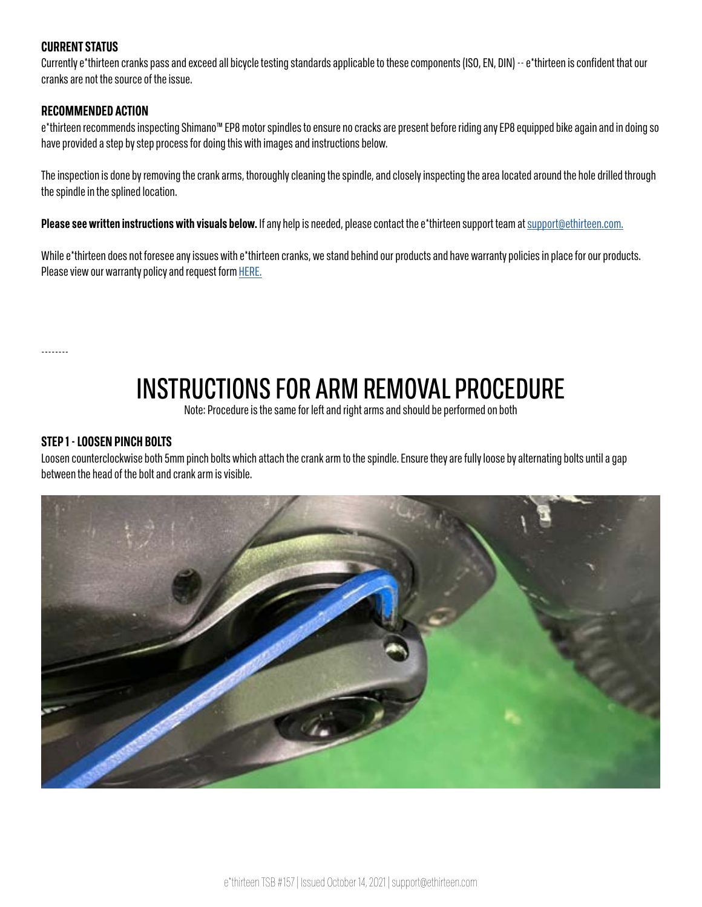### CURRENT STATUS

Currently e*thirteen cranks pass and exceed all bicycle testing standards applicable to these components (ISO, EN, DIN) -- e*thirteen is confident that our cranks are not the source of the issue.

### RECOMMENDED ACTION

e*thirteen recommends inspecting Shimano™ EP8 motor spindles to ensure no cracks are present before riding any EP8 equipped bike again and in doing so have provided a step by step process for doing this with images and instructions below.

The inspection is done by removing the crank arms, thoroughly cleaning the spindle, and closely inspecting the area located around the hole drilled through the spindle in the splined location.

**Please see written instructions with visuals below.** If any help is needed, please contact the e*thirteen support team at support@ethirteen.com.

While e*thirteen does not foresee any issues with e*thirteen cranks, we stand behind our products and have warranty policies in place for our products. Please view our warranty policy and request form HERE.

--------

# INSTRUCTIONS FOR ARM REMOVAL PROCEDURE

Note: Procedure is the same for left and right arms and should be performed on both

### STEP 1 - LOOSEN PINCH BOLTS

Loosen counterclockwise both 5mm pinch bolts which attach the crank arm to the spindle. Ensure they are fully loose by alternating bolts until a gap between the head of the bolt and crank arm is visible.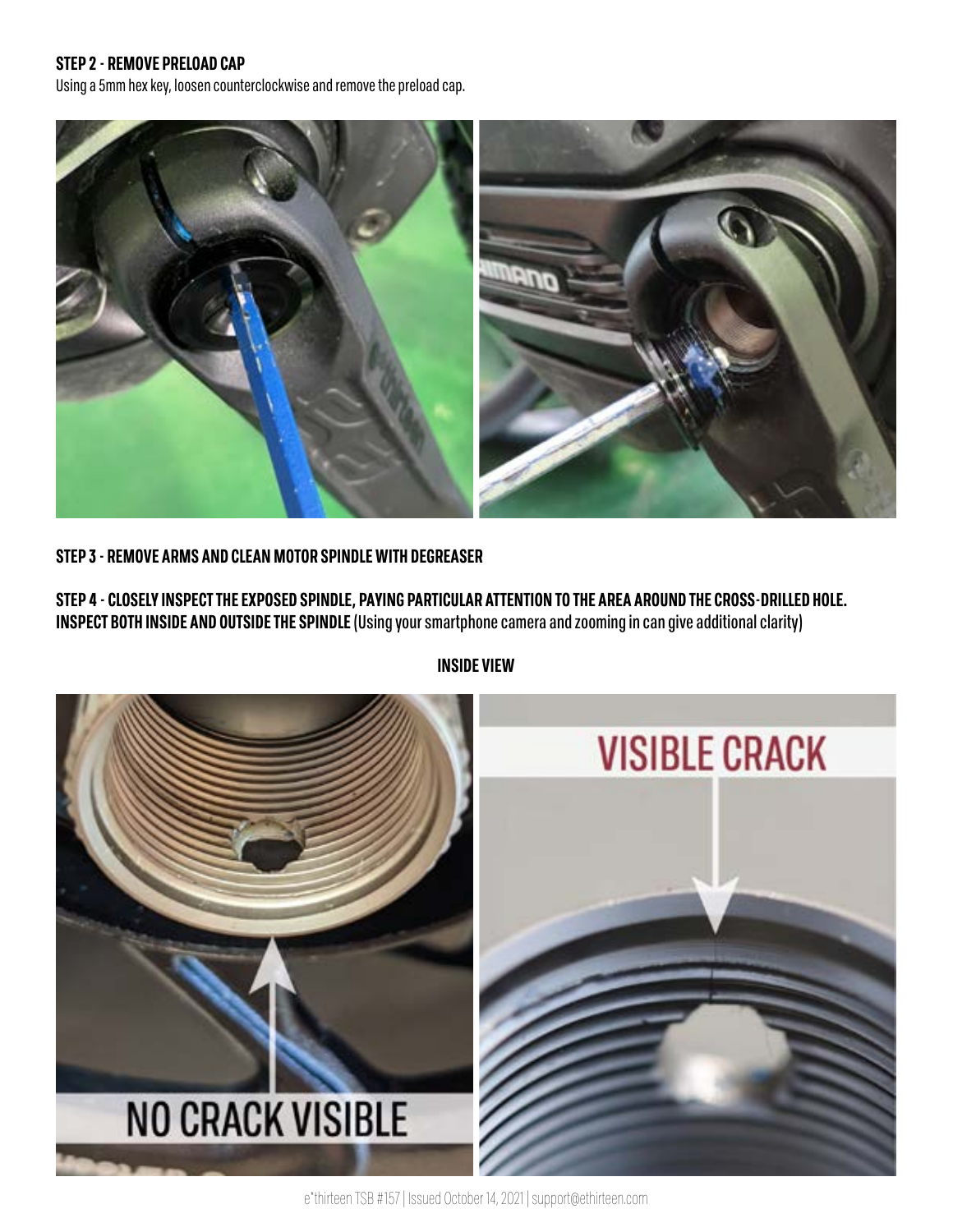**STEP 2 - REMOVE PRELOAD CAP**

Using a 5mm hex key, loosen counterclockwise and remove the preload cap.

**STEP 3 - REMOVE ARMS AND CLEAN MOTOR SPINDLE WITH DEGREASER**

**STEP 4 - CLOSELY INSPECT THE EXPOSED SPINDLE, PAYING PARTICULAR ATTENTION TO THE AREA AROUND THE CROSS-DRILLED HOLE. INSPECT BOTH INSIDE AND OUTSIDE THE SPINDLE** (Using your smartphone camera and zooming in can give additional clarity)

**INSIDE VIEW**

NO CRACK VISIBLE

VISIBLE CRACK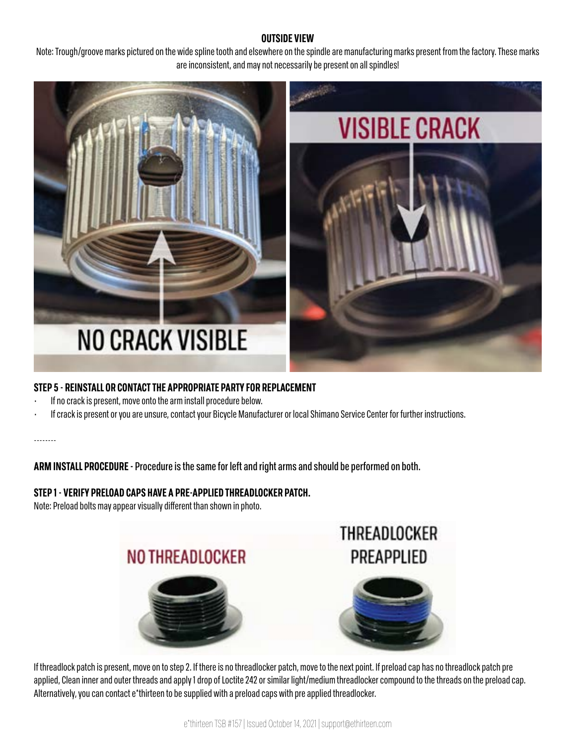## OUTSIDE VIEW

Note: Trough/groove marks pictured on the wide spline tooth and elsewhere on the spindle are manufacturing marks present from the factory. These marks are inconsistent, and may not necessarily be present on all spindles!

NO CRACK VISIBLE

VISIBLE CRACK

### STEP 5 - REINSTALL OR CONTACT THE APPROPRIATE PARTY FOR REPLACEMENT

- If no crack is present, move onto the arm install procedure below.
- If crack is present or you are unsure, contact your Bicycle Manufacturer or local Shimano Service Center for further instructions.

--------

**ARM INSTALL PROCEDURE** - Procedure is the same for left and right arms and should be performed on both.

### STEP 1 - VERIFY PRELOAD CAPS HAVE A PRE-APPLIED THREADLOCKER PATCH.

Note: Preload bolts may appear visually different than shown in photo.

NO THREADLOCKER

THREADLOCKER PREAPPLIED

If threadlock patch is present, move on to step 2. If there is no threadlocker patch, move to the next point. If preload cap has no threadlock patch pre applied, Clean inner and outer threads and apply 1 drop of Loctite 242 or similar light/medium threadlocker compound to the threads on the preload cap. Alternatively, you can contact e*thirteen to be supplied with a preload caps with pre applied threadlocker.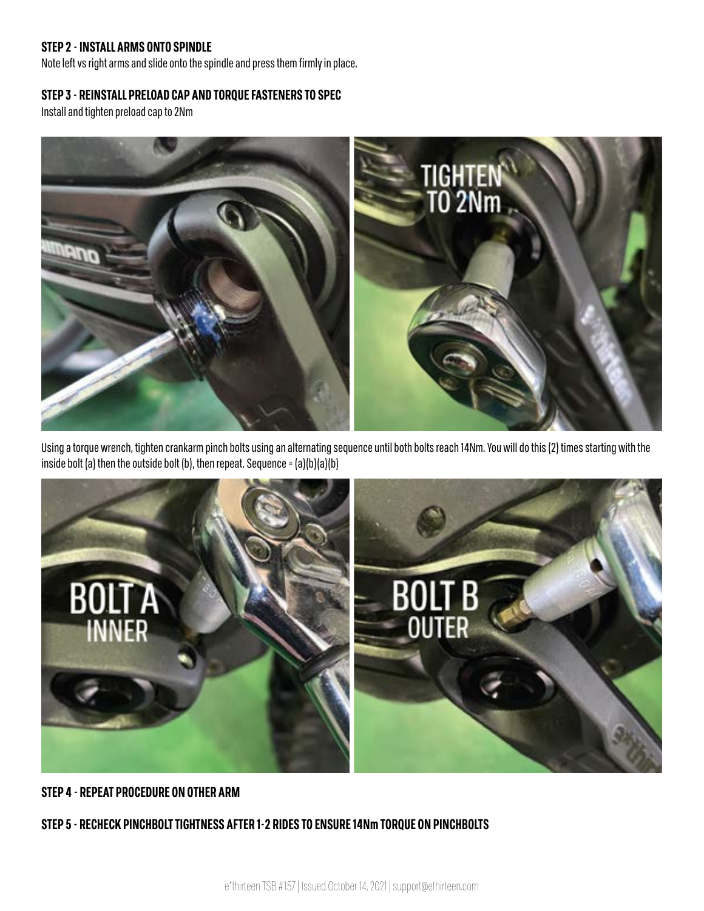### STEP 2 - INSTALL ARMS ONTO SPINDLE

Note left vs right arms and slide onto the spindle and press them firmly in place.

### STEP 3 - REINSTALL PRELOAD CAP AND TORQUE FASTENERS TO SPEC

Install and tighten preload cap to 2Nm

Using a torque wrench, tighten crankarm pinch bolts using an alternating sequence until both bolts reach 14Nm. You will do this (2) times starting with the inside bolt (a) then the outside bolt (b), then repeat. Sequence = (a)(b)(a)(b)

### STEP 4 - REPEAT PROCEDURE ON OTHER ARM

### STEP 5 - RECHECK PINCHBOLT TIGHTNESS AFTER 1-2 RIDES TO ENSURE 14Nm TORQUE ON PINCHBOLTS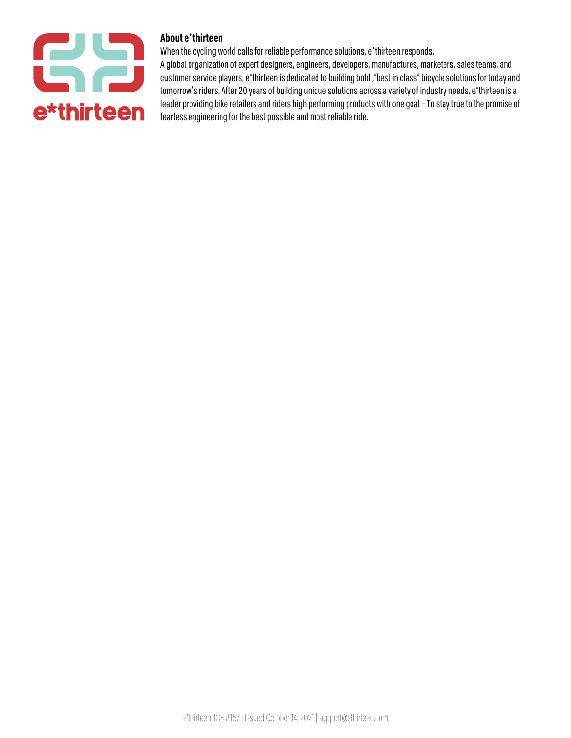**About e*thirteen**

When the cycling world calls for reliable performance solutions, e*thirteen responds.
A global organization of expert designers, engineers, developers, manufactures, marketers, sales teams, and customer service players, e*thirteen is dedicated to building bold ,"best in class" bicycle solutions for today and tomorrow's riders. After 20 years of building unique solutions across a variety of industry needs, e*thirteen is a leader providing bike retailers and riders high performing products with one goal – To stay true to the promise of fearless engineering for the best possible and most reliable ride.